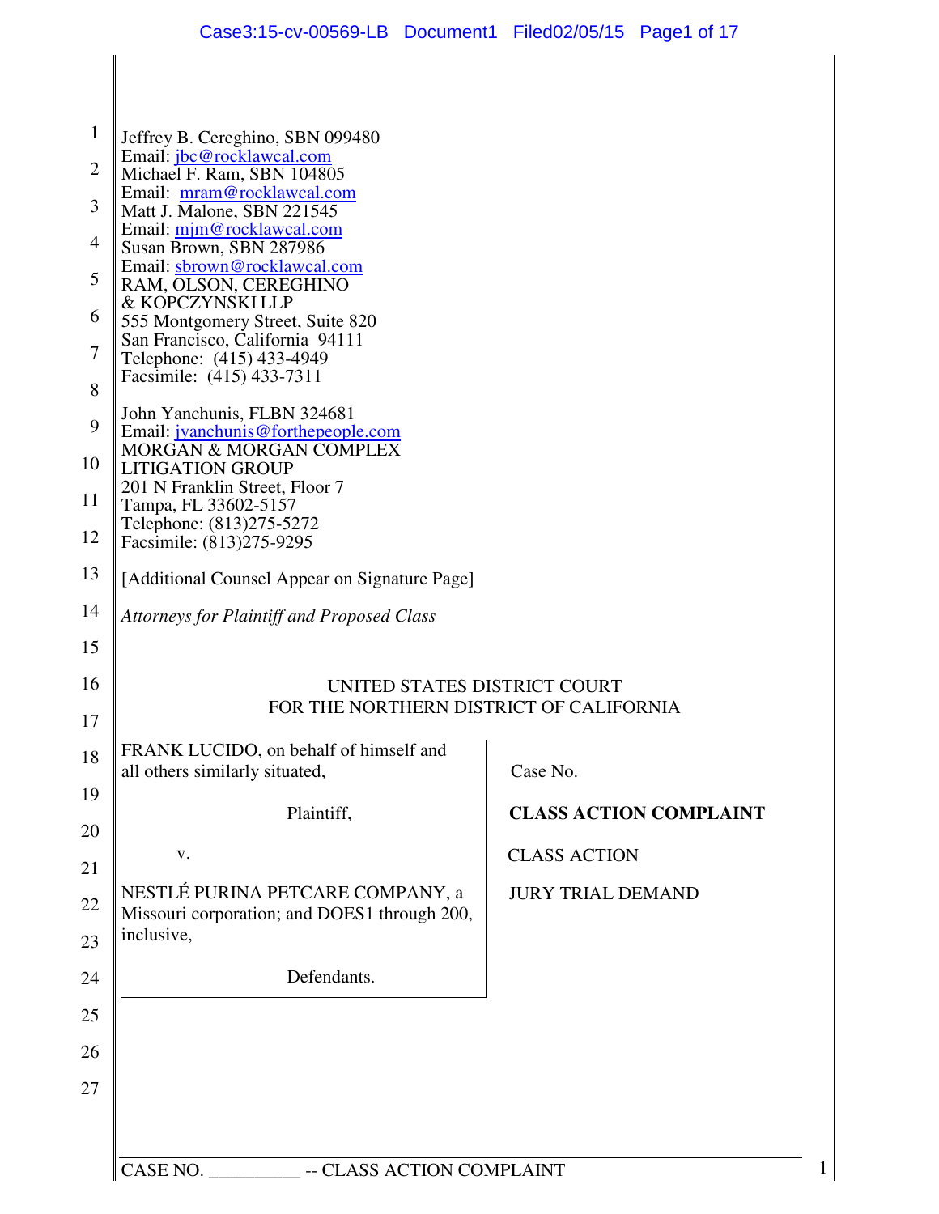Jeffrey B. Cereghino, SBN 099480
Email: jbc@rocklawcal.com
Michael F. Ram, SBN 104805
Email: mram@rocklawcal.com
Matt J. Malone, SBN 221545
Email: mjm@rocklawcal.com
Susan Brown, SBN 287986
Email: sbrown@rocklawcal.com
RAM, OLSON, CEREGHINO
& KOPCZYNSKI LLP
555 Montgomery Street, Suite 820
San Francisco, California 94111
Telephone: (415) 433-4949
Facsimile: (415) 433-7311

John Yanchunis, FLBN 324681
Email: jyanchunis@forthepeople.com
MORGAN & MORGAN COMPLEX
LITIGATION GROUP
201 N Franklin Street, Floor 7
Tampa, FL 33602-5157
Telephone: (813)275-5272
Facsimile: (813)275-9295

[Additional Counsel Appear on Signature Page]

*Attorneys for Plaintiff and Proposed Class*

UNITED STATES DISTRICT COURT
FOR THE NORTHERN DISTRICT OF CALIFORNIA

| | |
|---|---|
| FRANK LUCIDO, on behalf of himself and all others similarly situated,<br><br>Plaintiff,<br><br>v.<br><br>NESTLÉ PURINA PETCARE COMPANY, a Missouri corporation; and DOES1 through 200, inclusive,<br><br>Defendants. | Case No.<br><br>**CLASS ACTION COMPLAINT**<br><br>CLASS ACTION<br><br>JURY TRIAL DEMAND |

CASE NO. __________ -- CLASS ACTION COMPLAINT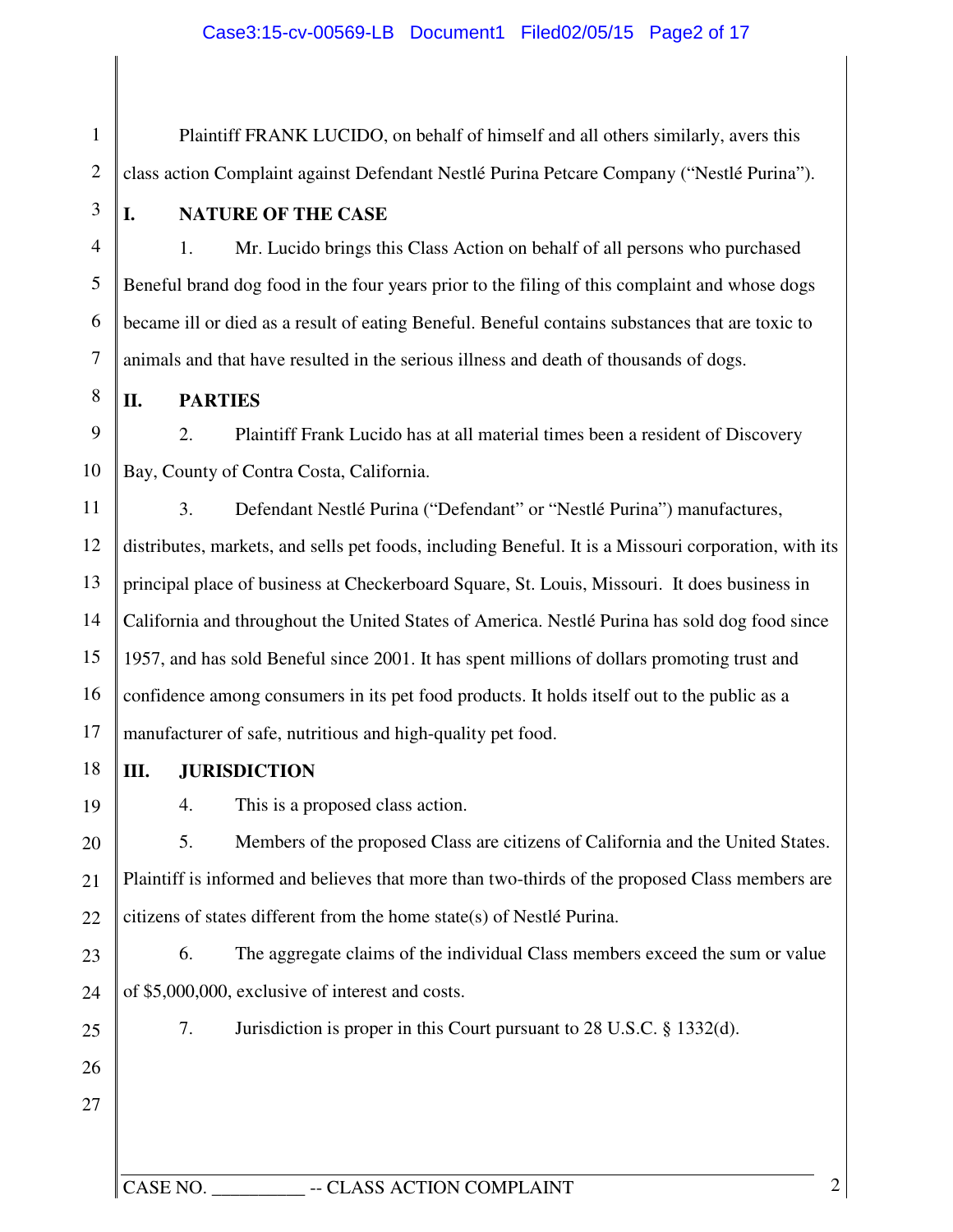Plaintiff FRANK LUCIDO, on behalf of himself and all others similarly, avers this class action Complaint against Defendant Nestlé Purina Petcare Company ("Nestlé Purina").

## I. NATURE OF THE CASE

1. Mr. Lucido brings this Class Action on behalf of all persons who purchased Beneful brand dog food in the four years prior to the filing of this complaint and whose dogs became ill or died as a result of eating Beneful. Beneful contains substances that are toxic to animals and that have resulted in the serious illness and death of thousands of dogs.

## II. PARTIES

2. Plaintiff Frank Lucido has at all material times been a resident of Discovery Bay, County of Contra Costa, California.

3. Defendant Nestlé Purina ("Defendant" or "Nestlé Purina") manufactures, distributes, markets, and sells pet foods, including Beneful. It is a Missouri corporation, with its principal place of business at Checkerboard Square, St. Louis, Missouri. It does business in California and throughout the United States of America. Nestlé Purina has sold dog food since 1957, and has sold Beneful since 2001. It has spent millions of dollars promoting trust and confidence among consumers in its pet food products. It holds itself out to the public as a manufacturer of safe, nutritious and high-quality pet food.

## III. JURISDICTION

4. This is a proposed class action.

5. Members of the proposed Class are citizens of California and the United States. Plaintiff is informed and believes that more than two-thirds of the proposed Class members are citizens of states different from the home state(s) of Nestlé Purina.

6. The aggregate claims of the individual Class members exceed the sum or value of $5,000,000, exclusive of interest and costs.

7. Jurisdiction is proper in this Court pursuant to 28 U.S.C. § 1332(d).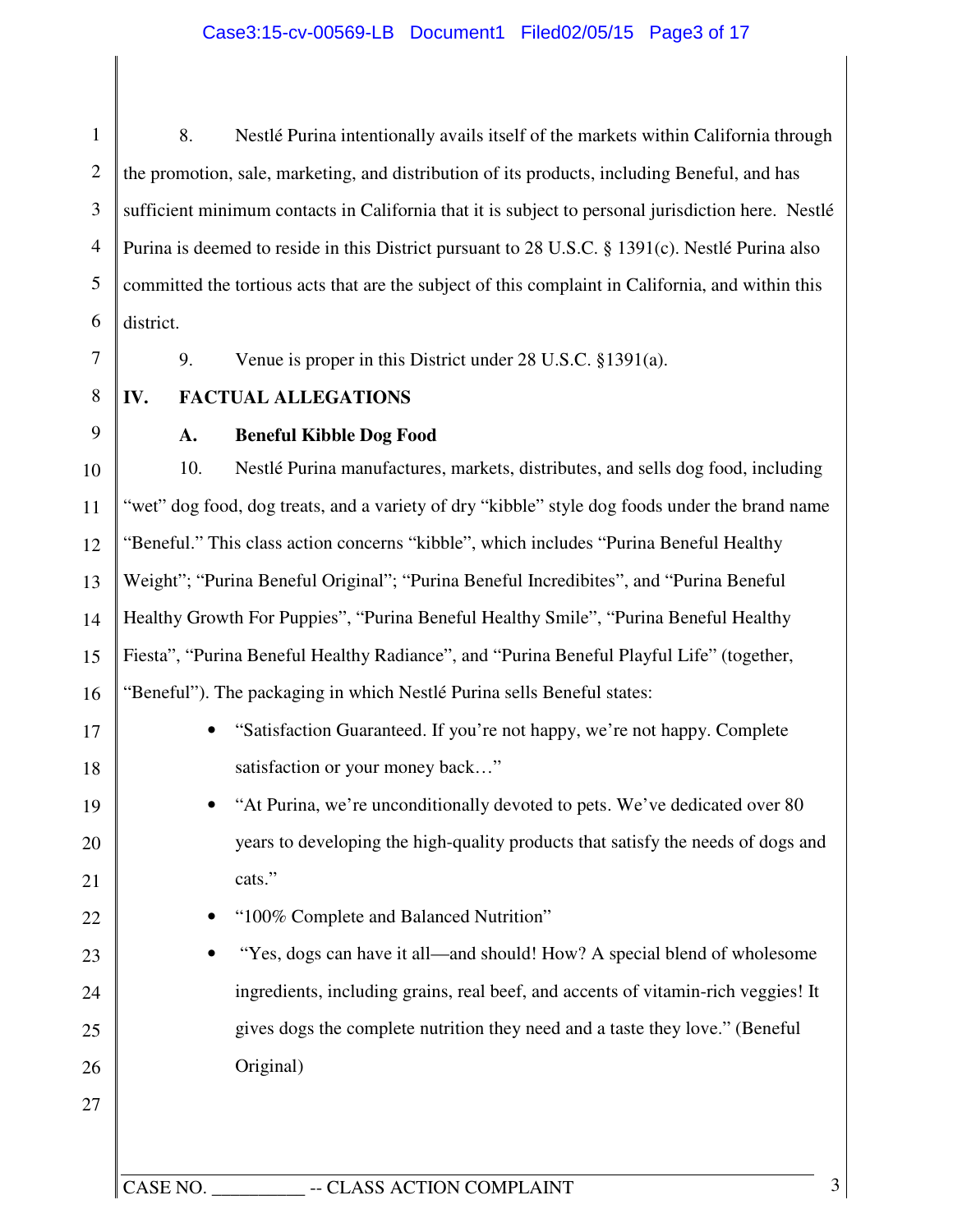8. Nestlé Purina intentionally avails itself of the markets within California through the promotion, sale, marketing, and distribution of its products, including Beneful, and has sufficient minimum contacts in California that it is subject to personal jurisdiction here. Nestlé Purina is deemed to reside in this District pursuant to 28 U.S.C. § 1391(c). Nestlé Purina also committed the tortious acts that are the subject of this complaint in California, and within this district.

9. Venue is proper in this District under 28 U.S.C. §1391(a).

## IV. FACTUAL ALLEGATIONS

### A. Beneful Kibble Dog Food

10. Nestlé Purina manufactures, markets, distributes, and sells dog food, including "wet" dog food, dog treats, and a variety of dry "kibble" style dog foods under the brand name "Beneful." This class action concerns "kibble", which includes "Purina Beneful Healthy Weight"; "Purina Beneful Original"; "Purina Beneful Incredibites", and "Purina Beneful Healthy Growth For Puppies", "Purina Beneful Healthy Smile", "Purina Beneful Healthy Fiesta", "Purina Beneful Healthy Radiance", and "Purina Beneful Playful Life" (together, "Beneful"). The packaging in which Nestlé Purina sells Beneful states:

- "Satisfaction Guaranteed. If you're not happy, we're not happy. Complete satisfaction or your money back…"
- "At Purina, we're unconditionally devoted to pets. We've dedicated over 80 years to developing the high-quality products that satisfy the needs of dogs and cats."
- "100% Complete and Balanced Nutrition"
- "Yes, dogs can have it all—and should! How? A special blend of wholesome ingredients, including grains, real beef, and accents of vitamin-rich veggies! It gives dogs the complete nutrition they need and a taste they love." (Beneful Original)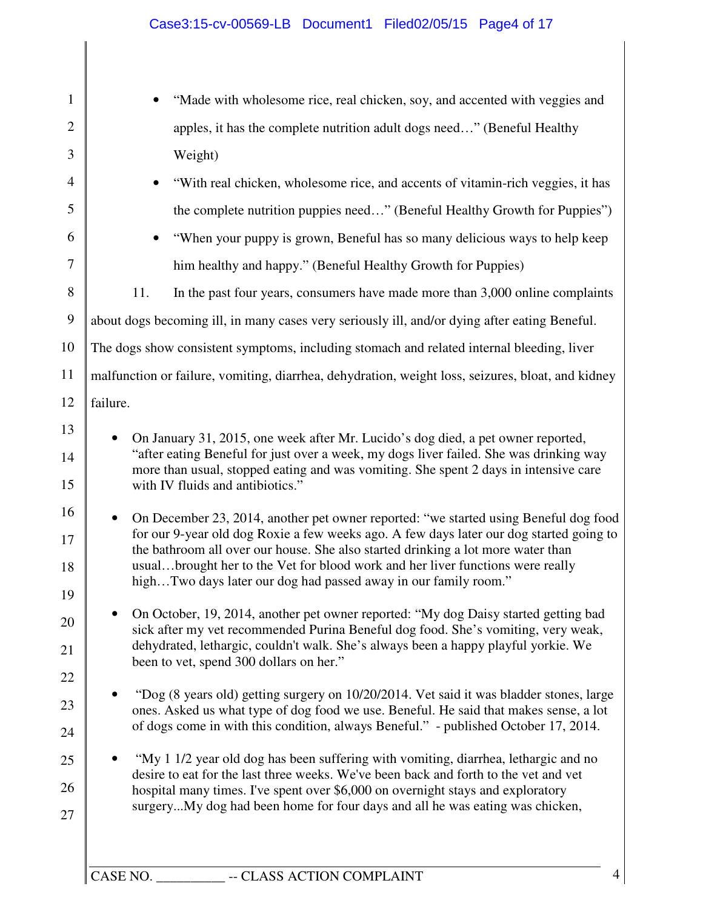- "Made with wholesome rice, real chicken, soy, and accented with veggies and apples, it has the complete nutrition adult dogs need…" (Beneful Healthy Weight)
- "With real chicken, wholesome rice, and accents of vitamin-rich veggies, it has the complete nutrition puppies need…" (Beneful Healthy Growth for Puppies")
- "When your puppy is grown, Beneful has so many delicious ways to help keep him healthy and happy." (Beneful Healthy Growth for Puppies)

11. In the past four years, consumers have made more than 3,000 online complaints about dogs becoming ill, in many cases very seriously ill, and/or dying after eating Beneful. The dogs show consistent symptoms, including stomach and related internal bleeding, liver malfunction or failure, vomiting, diarrhea, dehydration, weight loss, seizures, bloat, and kidney failure.

- On January 31, 2015, one week after Mr. Lucido's dog died, a pet owner reported, "after eating Beneful for just over a week, my dogs liver failed. She was drinking way more than usual, stopped eating and was vomiting. She spent 2 days in intensive care with IV fluids and antibiotics."

- On December 23, 2014, another pet owner reported: "we started using Beneful dog food for our 9-year old dog Roxie a few weeks ago. A few days later our dog started going to the bathroom all over our house. She also started drinking a lot more water than usual…brought her to the Vet for blood work and her liver functions were really high…Two days later our dog had passed away in our family room."

- On October, 19, 2014, another pet owner reported: "My dog Daisy started getting bad sick after my vet recommended Purina Beneful dog food. She's vomiting, very weak, dehydrated, lethargic, couldn't walk. She's always been a happy playful yorkie. We been to vet, spend 300 dollars on her."

- "Dog (8 years old) getting surgery on 10/20/2014. Vet said it was bladder stones, large ones. Asked us what type of dog food we use. Beneful. He said that makes sense, a lot of dogs come in with this condition, always Beneful." - published October 17, 2014.

- "My 1 1/2 year old dog has been suffering with vomiting, diarrhea, lethargic and no desire to eat for the last three weeks. We've been back and forth to the vet and vet hospital many times. I've spent over $6,000 on overnight stays and exploratory surgery...My dog had been home for four days and all he was eating was chicken,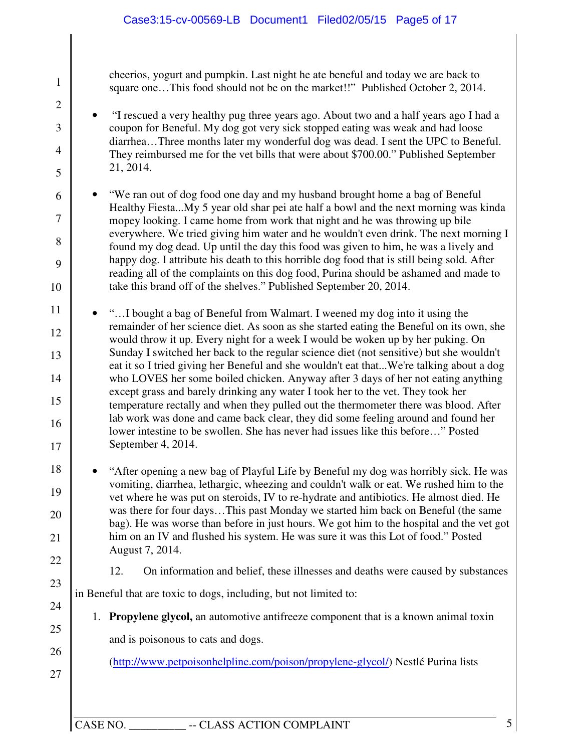cheerios, yogurt and pumpkin. Last night he ate beneful and today we are back to square one…This food should not be on the market!!" Published October 2, 2014.

- "I rescued a very healthy pug three years ago. About two and a half years ago I had a coupon for Beneful. My dog got very sick stopped eating was weak and had loose diarrhea…Three months later my wonderful dog was dead. I sent the UPC to Beneful. They reimbursed me for the vet bills that were about $700.00." Published September 21, 2014.

- "We ran out of dog food one day and my husband brought home a bag of Beneful Healthy Fiesta...My 5 year old shar pei ate half a bowl and the next morning was kinda mopey looking. I came home from work that night and he was throwing up bile everywhere. We tried giving him water and he wouldn't even drink. The next morning I found my dog dead. Up until the day this food was given to him, he was a lively and happy dog. I attribute his death to this horrible dog food that is still being sold. After reading all of the complaints on this dog food, Purina should be ashamed and made to take this brand off of the shelves." Published September 20, 2014.

- "…I bought a bag of Beneful from Walmart. I weened my dog into it using the remainder of her science diet. As soon as she started eating the Beneful on its own, she would throw it up. Every night for a week I would be woken up by her puking. On Sunday I switched her back to the regular science diet (not sensitive) but she wouldn't eat it so I tried giving her Beneful and she wouldn't eat that...We're talking about a dog who LOVES her some boiled chicken. Anyway after 3 days of her not eating anything except grass and barely drinking any water I took her to the vet. They took her temperature rectally and when they pulled out the thermometer there was blood. After lab work was done and came back clear, they did some feeling around and found her lower intestine to be swollen. She has never had issues like this before…" Posted September 4, 2014.

- "After opening a new bag of Playful Life by Beneful my dog was horribly sick. He was vomiting, diarrhea, lethargic, wheezing and couldn't walk or eat. We rushed him to the vet where he was put on steroids, IV to re-hydrate and antibiotics. He almost died. He was there for four days…This past Monday we started him back on Beneful (the same bag). He was worse than before in just hours. We got him to the hospital and the vet got him on an IV and flushed his system. He was sure it was this Lot of food." Posted August 7, 2014.

12. On information and belief, these illnesses and deaths were caused by substances in Beneful that are toxic to dogs, including, but not limited to:

1. **Propylene glycol,** an automotive antifreeze component that is a known animal toxin and is poisonous to cats and dogs. (http://www.petpoisonhelpline.com/poison/propylene-glycol/) Nestlé Purina lists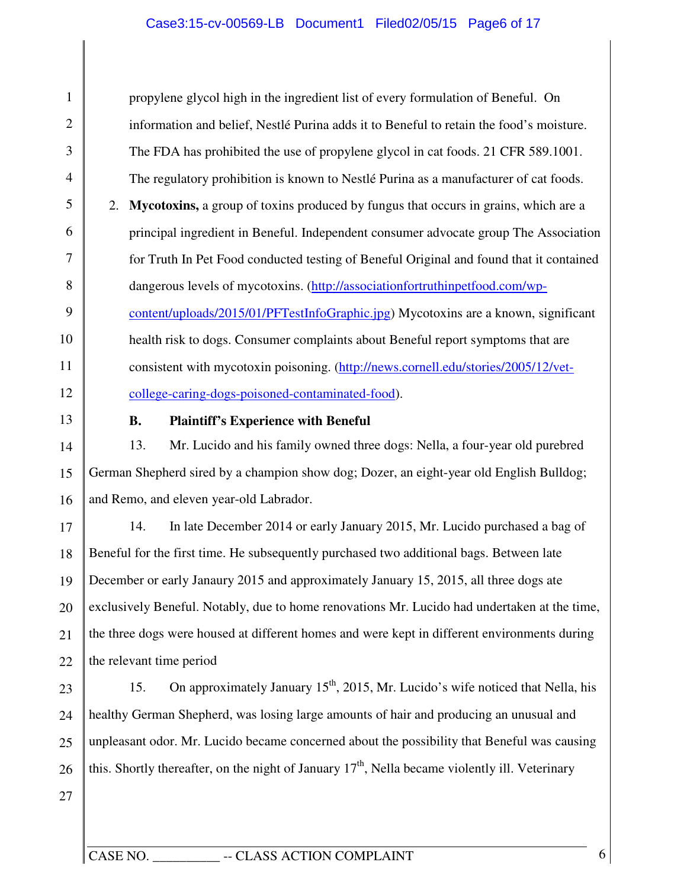propylene glycol high in the ingredient list of every formulation of Beneful. On information and belief, Nestlé Purina adds it to Beneful to retain the food's moisture. The FDA has prohibited the use of propylene glycol in cat foods. 21 CFR 589.1001. The regulatory prohibition is known to Nestlé Purina as a manufacturer of cat foods.

2. **Mycotoxins,** a group of toxins produced by fungus that occurs in grains, which are a principal ingredient in Beneful. Independent consumer advocate group The Association for Truth In Pet Food conducted testing of Beneful Original and found that it contained dangerous levels of mycotoxins. (http://associationfortruthinpetfood.com/wp-content/uploads/2015/01/PFTestInfoGraphic.jpg) Mycotoxins are a known, significant health risk to dogs. Consumer complaints about Beneful report symptoms that are consistent with mycotoxin poisoning. (http://news.cornell.edu/stories/2005/12/vet-college-caring-dogs-poisoned-contaminated-food).

**B. Plaintiff's Experience with Beneful**

13. Mr. Lucido and his family owned three dogs: Nella, a four-year old purebred German Shepherd sired by a champion show dog; Dozer, an eight-year old English Bulldog; and Remo, and eleven year-old Labrador.

14. In late December 2014 or early January 2015, Mr. Lucido purchased a bag of Beneful for the first time. He subsequently purchased two additional bags. Between late December or early Janaury 2015 and approximately January 15, 2015, all three dogs ate exclusively Beneful. Notably, due to home renovations Mr. Lucido had undertaken at the time, the three dogs were housed at different homes and were kept in different environments during the relevant time period

15. On approximately January 15th, 2015, Mr. Lucido's wife noticed that Nella, his healthy German Shepherd, was losing large amounts of hair and producing an unusual and unpleasant odor. Mr. Lucido became concerned about the possibility that Beneful was causing this. Shortly thereafter, on the night of January 17th, Nella became violently ill. Veterinary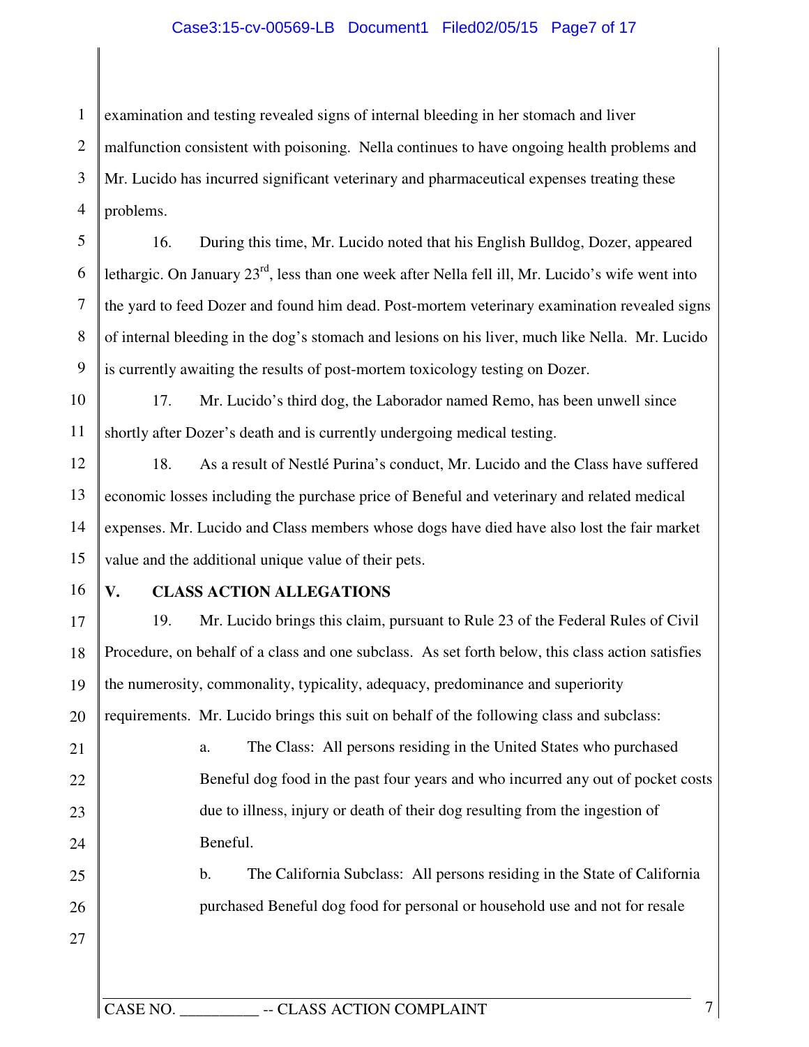examination and testing revealed signs of internal bleeding in her stomach and liver malfunction consistent with poisoning. Nella continues to have ongoing health problems and Mr. Lucido has incurred significant veterinary and pharmaceutical expenses treating these problems.

16. During this time, Mr. Lucido noted that his English Bulldog, Dozer, appeared lethargic. On January 23rd, less than one week after Nella fell ill, Mr. Lucido's wife went into the yard to feed Dozer and found him dead. Post-mortem veterinary examination revealed signs of internal bleeding in the dog's stomach and lesions on his liver, much like Nella. Mr. Lucido is currently awaiting the results of post-mortem toxicology testing on Dozer.

17. Mr. Lucido's third dog, the Laborador named Remo, has been unwell since shortly after Dozer's death and is currently undergoing medical testing.

18. As a result of Nestlé Purina's conduct, Mr. Lucido and the Class have suffered economic losses including the purchase price of Beneful and veterinary and related medical expenses. Mr. Lucido and Class members whose dogs have died have also lost the fair market value and the additional unique value of their pets.

## V. CLASS ACTION ALLEGATIONS

19. Mr. Lucido brings this claim, pursuant to Rule 23 of the Federal Rules of Civil Procedure, on behalf of a class and one subclass. As set forth below, this class action satisfies the numerosity, commonality, typicality, adequacy, predominance and superiority requirements. Mr. Lucido brings this suit on behalf of the following class and subclass:

a. The Class: All persons residing in the United States who purchased Beneful dog food in the past four years and who incurred any out of pocket costs due to illness, injury or death of their dog resulting from the ingestion of Beneful.

b. The California Subclass: All persons residing in the State of California purchased Beneful dog food for personal or household use and not for resale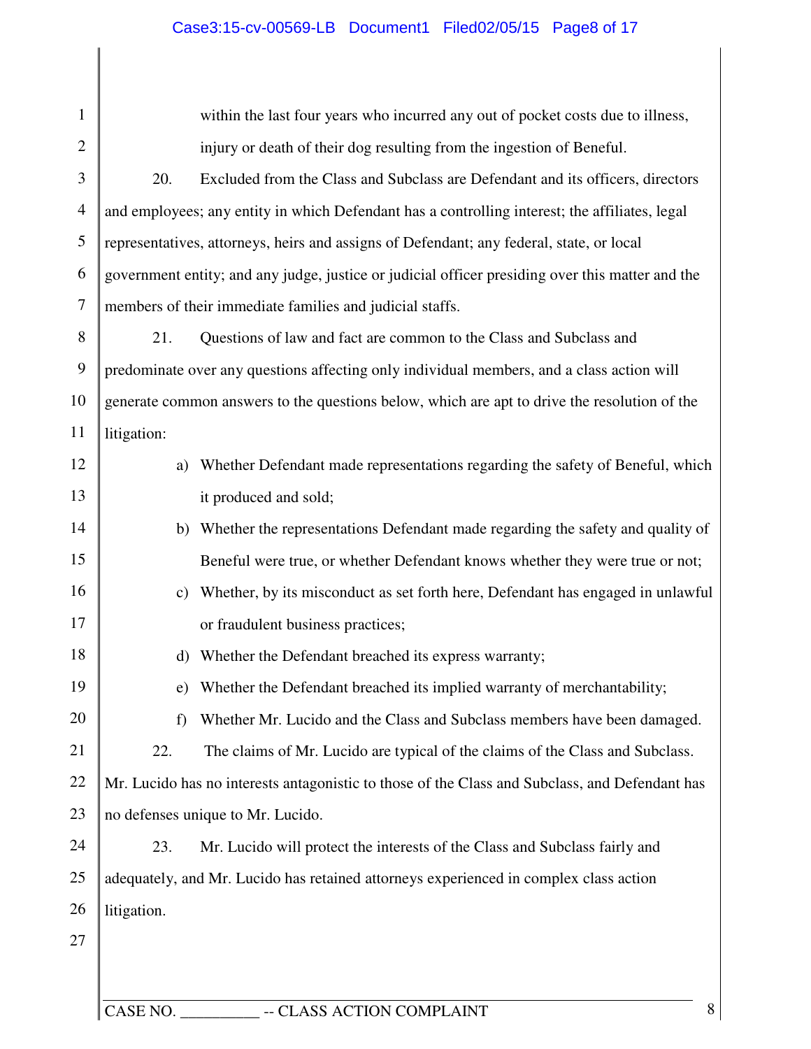within the last four years who incurred any out of pocket costs due to illness, injury or death of their dog resulting from the ingestion of Beneful.

20. Excluded from the Class and Subclass are Defendant and its officers, directors and employees; any entity in which Defendant has a controlling interest; the affiliates, legal representatives, attorneys, heirs and assigns of Defendant; any federal, state, or local government entity; and any judge, justice or judicial officer presiding over this matter and the members of their immediate families and judicial staffs.

21. Questions of law and fact are common to the Class and Subclass and predominate over any questions affecting only individual members, and a class action will generate common answers to the questions below, which are apt to drive the resolution of the litigation:

a) Whether Defendant made representations regarding the safety of Beneful, which it produced and sold;

b) Whether the representations Defendant made regarding the safety and quality of Beneful were true, or whether Defendant knows whether they were true or not;

c) Whether, by its misconduct as set forth here, Defendant has engaged in unlawful or fraudulent business practices;

d) Whether the Defendant breached its express warranty;

e) Whether the Defendant breached its implied warranty of merchantability;

f) Whether Mr. Lucido and the Class and Subclass members have been damaged.

22. The claims of Mr. Lucido are typical of the claims of the Class and Subclass. Mr. Lucido has no interests antagonistic to those of the Class and Subclass, and Defendant has no defenses unique to Mr. Lucido.

23. Mr. Lucido will protect the interests of the Class and Subclass fairly and adequately, and Mr. Lucido has retained attorneys experienced in complex class action litigation.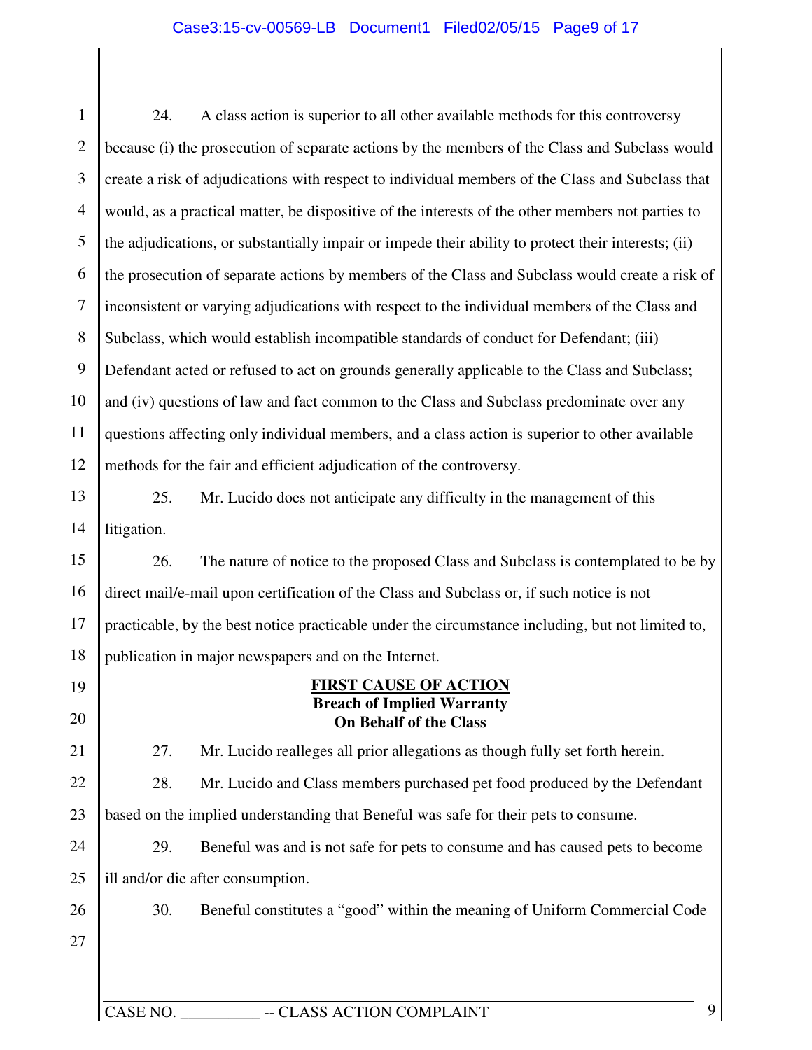24. A class action is superior to all other available methods for this controversy because (i) the prosecution of separate actions by the members of the Class and Subclass would create a risk of adjudications with respect to individual members of the Class and Subclass that would, as a practical matter, be dispositive of the interests of the other members not parties to the adjudications, or substantially impair or impede their ability to protect their interests; (ii) the prosecution of separate actions by members of the Class and Subclass would create a risk of inconsistent or varying adjudications with respect to the individual members of the Class and Subclass, which would establish incompatible standards of conduct for Defendant; (iii) Defendant acted or refused to act on grounds generally applicable to the Class and Subclass; and (iv) questions of law and fact common to the Class and Subclass predominate over any questions affecting only individual members, and a class action is superior to other available methods for the fair and efficient adjudication of the controversy.

25. Mr. Lucido does not anticipate any difficulty in the management of this litigation.

26. The nature of notice to the proposed Class and Subclass is contemplated to be by direct mail/e-mail upon certification of the Class and Subclass or, if such notice is not practicable, by the best notice practicable under the circumstance including, but not limited to, publication in major newspapers and on the Internet.

**FIRST CAUSE OF ACTION**
**Breach of Implied Warranty**
**On Behalf of the Class**

27. Mr. Lucido realleges all prior allegations as though fully set forth herein.

28. Mr. Lucido and Class members purchased pet food produced by the Defendant based on the implied understanding that Beneful was safe for their pets to consume.

29. Beneful was and is not safe for pets to consume and has caused pets to become ill and/or die after consumption.

30. Beneful constitutes a "good" within the meaning of Uniform Commercial Code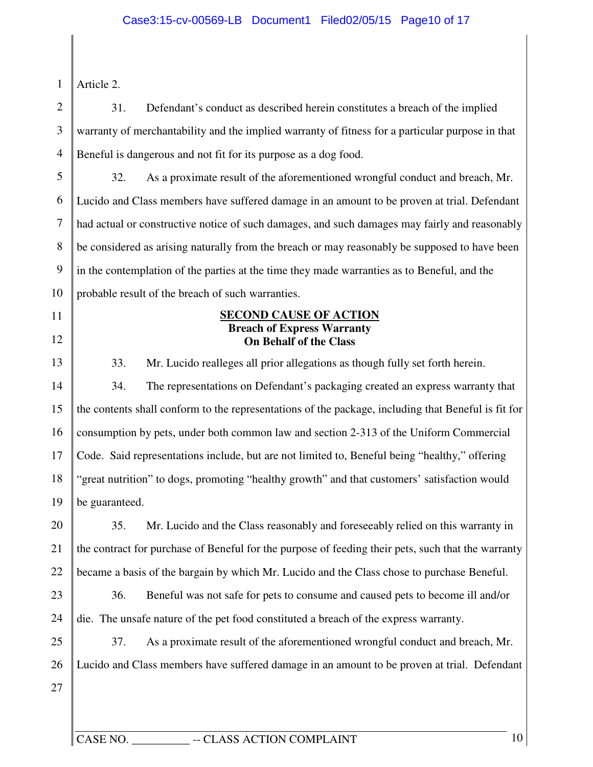Article 2.

31. Defendant's conduct as described herein constitutes a breach of the implied warranty of merchantability and the implied warranty of fitness for a particular purpose in that Beneful is dangerous and not fit for its purpose as a dog food.

32. As a proximate result of the aforementioned wrongful conduct and breach, Mr. Lucido and Class members have suffered damage in an amount to be proven at trial. Defendant had actual or constructive notice of such damages, and such damages may fairly and reasonably be considered as arising naturally from the breach or may reasonably be supposed to have been in the contemplation of the parties at the time they made warranties as to Beneful, and the probable result of the breach of such warranties.

## SECOND CAUSE OF ACTION
### Breach of Express Warranty
### On Behalf of the Class

33. Mr. Lucido realleges all prior allegations as though fully set forth herein.

34. The representations on Defendant's packaging created an express warranty that the contents shall conform to the representations of the package, including that Beneful is fit for consumption by pets, under both common law and section 2-313 of the Uniform Commercial Code. Said representations include, but are not limited to, Beneful being "healthy," offering "great nutrition" to dogs, promoting "healthy growth" and that customers' satisfaction would be guaranteed.

35. Mr. Lucido and the Class reasonably and foreseeably relied on this warranty in the contract for purchase of Beneful for the purpose of feeding their pets, such that the warranty became a basis of the bargain by which Mr. Lucido and the Class chose to purchase Beneful.

36. Beneful was not safe for pets to consume and caused pets to become ill and/or die. The unsafe nature of the pet food constituted a breach of the express warranty.

37. As a proximate result of the aforementioned wrongful conduct and breach, Mr. Lucido and Class members have suffered damage in an amount to be proven at trial. Defendant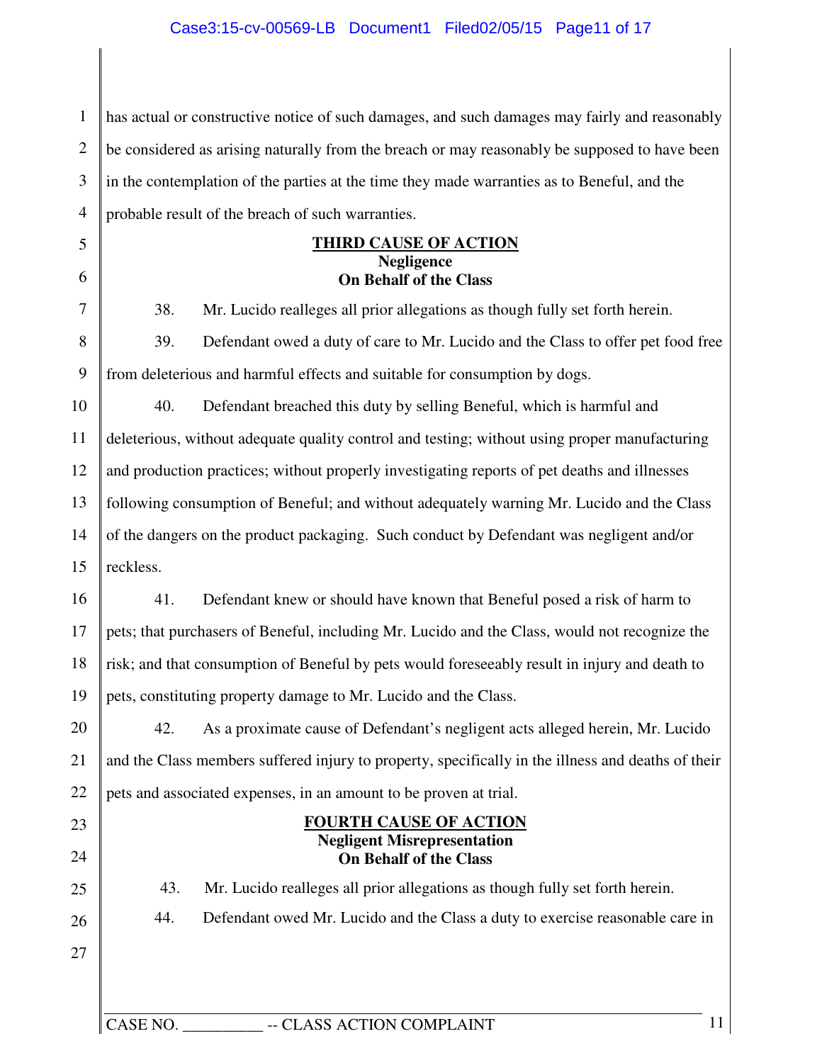has actual or constructive notice of such damages, and such damages may fairly and reasonably be considered as arising naturally from the breach or may reasonably be supposed to have been in the contemplation of the parties at the time they made warranties as to Beneful, and the probable result of the breach of such warranties.

**THIRD CAUSE OF ACTION**
**Negligence**
**On Behalf of the Class**

38. Mr. Lucido realleges all prior allegations as though fully set forth herein.

39. Defendant owed a duty of care to Mr. Lucido and the Class to offer pet food free from deleterious and harmful effects and suitable for consumption by dogs.

40. Defendant breached this duty by selling Beneful, which is harmful and deleterious, without adequate quality control and testing; without using proper manufacturing and production practices; without properly investigating reports of pet deaths and illnesses following consumption of Beneful; and without adequately warning Mr. Lucido and the Class of the dangers on the product packaging. Such conduct by Defendant was negligent and/or reckless.

41. Defendant knew or should have known that Beneful posed a risk of harm to pets; that purchasers of Beneful, including Mr. Lucido and the Class, would not recognize the risk; and that consumption of Beneful by pets would foreseeably result in injury and death to pets, constituting property damage to Mr. Lucido and the Class.

42. As a proximate cause of Defendant's negligent acts alleged herein, Mr. Lucido and the Class members suffered injury to property, specifically in the illness and deaths of their pets and associated expenses, in an amount to be proven at trial.

**FOURTH CAUSE OF ACTION**
**Negligent Misrepresentation**
**On Behalf of the Class**

43. Mr. Lucido realleges all prior allegations as though fully set forth herein.

44. Defendant owed Mr. Lucido and the Class a duty to exercise reasonable care in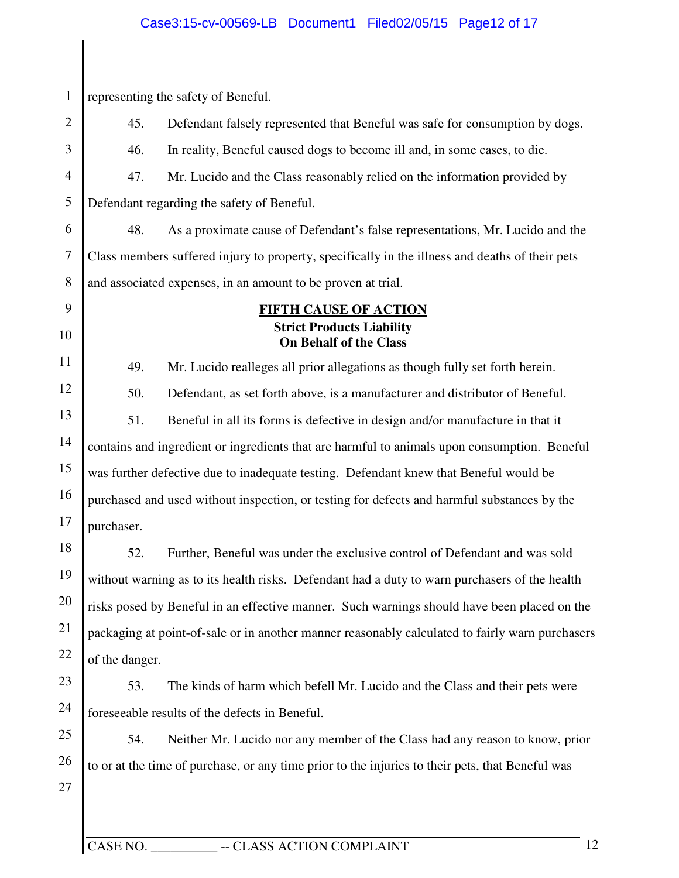representing the safety of Beneful.

45. Defendant falsely represented that Beneful was safe for consumption by dogs.

46. In reality, Beneful caused dogs to become ill and, in some cases, to die.

47. Mr. Lucido and the Class reasonably relied on the information provided by Defendant regarding the safety of Beneful.

48. As a proximate cause of Defendant's false representations, Mr. Lucido and the Class members suffered injury to property, specifically in the illness and deaths of their pets and associated expenses, in an amount to be proven at trial.

## FIFTH CAUSE OF ACTION
### Strict Products Liability
### On Behalf of the Class

49. Mr. Lucido realleges all prior allegations as though fully set forth herein.

50. Defendant, as set forth above, is a manufacturer and distributor of Beneful.

51. Beneful in all its forms is defective in design and/or manufacture in that it contains and ingredient or ingredients that are harmful to animals upon consumption. Beneful was further defective due to inadequate testing. Defendant knew that Beneful would be purchased and used without inspection, or testing for defects and harmful substances by the purchaser.

52. Further, Beneful was under the exclusive control of Defendant and was sold without warning as to its health risks. Defendant had a duty to warn purchasers of the health risks posed by Beneful in an effective manner. Such warnings should have been placed on the packaging at point-of-sale or in another manner reasonably calculated to fairly warn purchasers of the danger.

53. The kinds of harm which befell Mr. Lucido and the Class and their pets were foreseeable results of the defects in Beneful.

54. Neither Mr. Lucido nor any member of the Class had any reason to know, prior to or at the time of purchase, or any time prior to the injuries to their pets, that Beneful was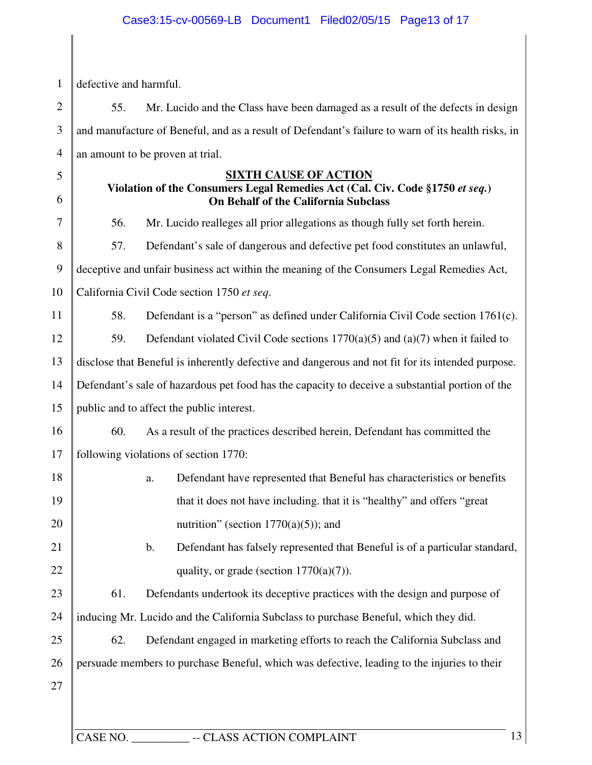defective and harmful.

55. Mr. Lucido and the Class have been damaged as a result of the defects in design and manufacture of Beneful, and as a result of Defendant's failure to warn of its health risks, in an amount to be proven at trial.

**SIXTH CAUSE OF ACTION**
**Violation of the Consumers Legal Remedies Act (Cal. Civ. Code §1750 *et seq.*)**
**On Behalf of the California Subclass**

56. Mr. Lucido realleges all prior allegations as though fully set forth herein.

57. Defendant's sale of dangerous and defective pet food constitutes an unlawful, deceptive and unfair business act within the meaning of the Consumers Legal Remedies Act, California Civil Code section 1750 *et seq*.

58. Defendant is a "person" as defined under California Civil Code section 1761(c).

59. Defendant violated Civil Code sections 1770(a)(5) and (a)(7) when it failed to disclose that Beneful is inherently defective and dangerous and not fit for its intended purpose. Defendant's sale of hazardous pet food has the capacity to deceive a substantial portion of the public and to affect the public interest.

60. As a result of the practices described herein, Defendant has committed the following violations of section 1770:

a. Defendant have represented that Beneful has characteristics or benefits that it does not have including. that it is "healthy" and offers "great nutrition" (section 1770(a)(5)); and

b. Defendant has falsely represented that Beneful is of a particular standard, quality, or grade (section 1770(a)(7)).

61. Defendants undertook its deceptive practices with the design and purpose of inducing Mr. Lucido and the California Subclass to purchase Beneful, which they did.

62. Defendant engaged in marketing efforts to reach the California Subclass and persuade members to purchase Beneful, which was defective, leading to the injuries to their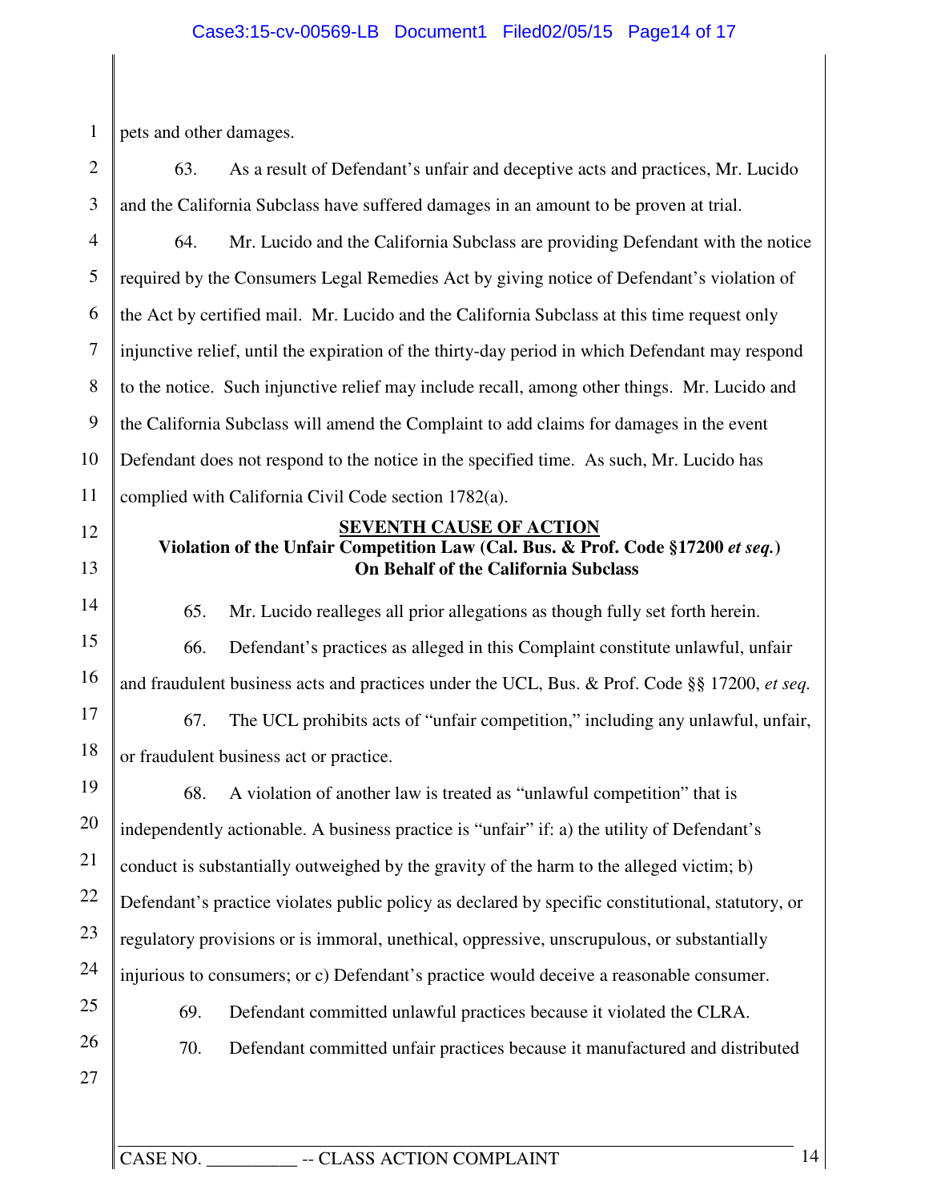pets and other damages.

63. As a result of Defendant's unfair and deceptive acts and practices, Mr. Lucido and the California Subclass have suffered damages in an amount to be proven at trial.

64. Mr. Lucido and the California Subclass are providing Defendant with the notice required by the Consumers Legal Remedies Act by giving notice of Defendant's violation of the Act by certified mail. Mr. Lucido and the California Subclass at this time request only injunctive relief, until the expiration of the thirty-day period in which Defendant may respond to the notice. Such injunctive relief may include recall, among other things. Mr. Lucido and the California Subclass will amend the Complaint to add claims for damages in the event Defendant does not respond to the notice in the specified time. As such, Mr. Lucido has complied with California Civil Code section 1782(a).

**SEVENTH CAUSE OF ACTION**
**Violation of the Unfair Competition Law (Cal. Bus. & Prof. Code §17200 *et seq.*)**
**On Behalf of the California Subclass**

65. Mr. Lucido realleges all prior allegations as though fully set forth herein.

66. Defendant's practices as alleged in this Complaint constitute unlawful, unfair and fraudulent business acts and practices under the UCL, Bus. & Prof. Code §§ 17200, *et seq.*

67. The UCL prohibits acts of "unfair competition," including any unlawful, unfair, or fraudulent business act or practice.

68. A violation of another law is treated as "unlawful competition" that is independently actionable. A business practice is "unfair" if: a) the utility of Defendant's conduct is substantially outweighed by the gravity of the harm to the alleged victim; b) Defendant's practice violates public policy as declared by specific constitutional, statutory, or regulatory provisions or is immoral, unethical, oppressive, unscrupulous, or substantially injurious to consumers; or c) Defendant's practice would deceive a reasonable consumer.

69. Defendant committed unlawful practices because it violated the CLRA.

70. Defendant committed unfair practices because it manufactured and distributed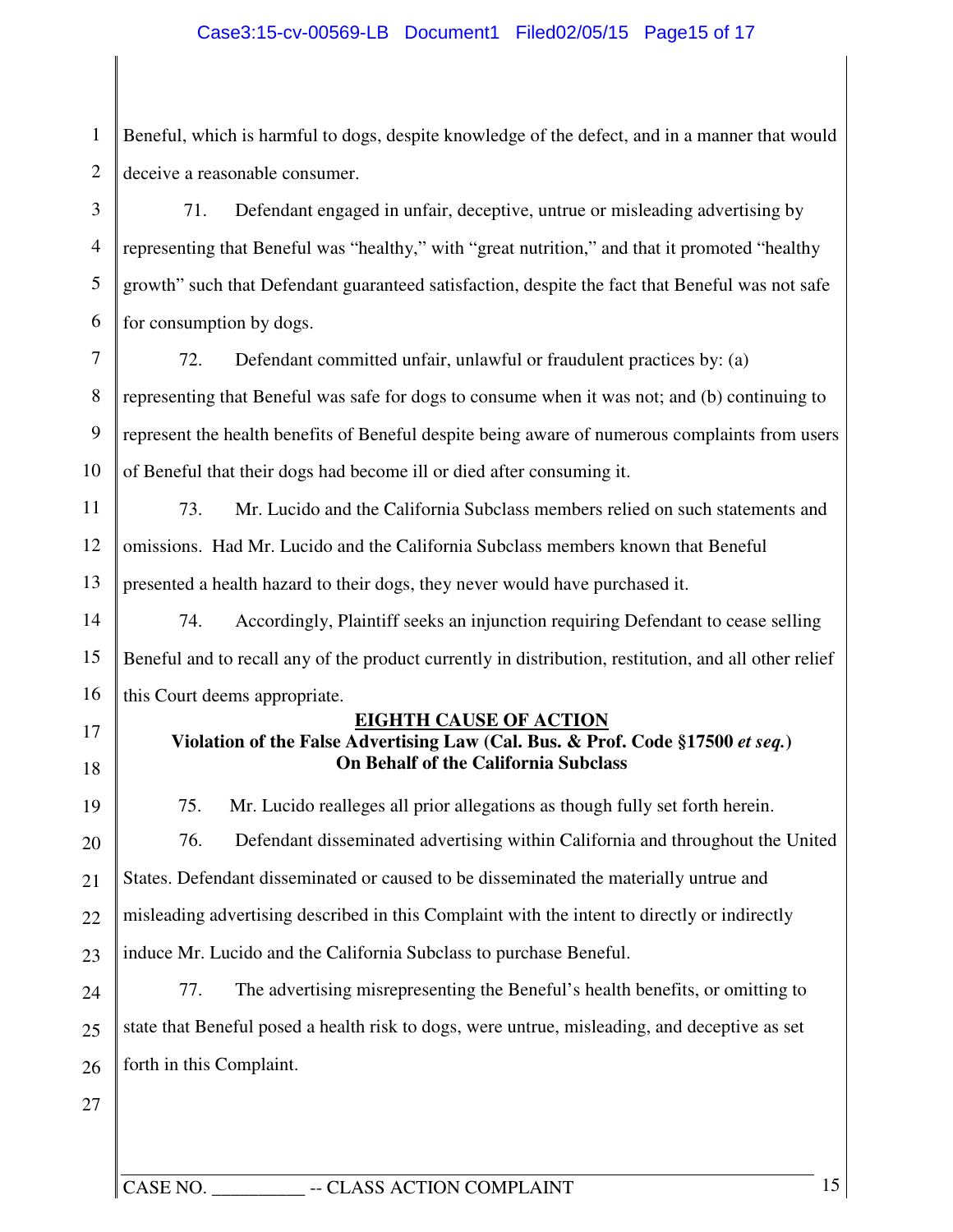Beneful, which is harmful to dogs, despite knowledge of the defect, and in a manner that would deceive a reasonable consumer.

71. Defendant engaged in unfair, deceptive, untrue or misleading advertising by representing that Beneful was "healthy," with "great nutrition," and that it promoted "healthy growth" such that Defendant guaranteed satisfaction, despite the fact that Beneful was not safe for consumption by dogs.

72. Defendant committed unfair, unlawful or fraudulent practices by: (a) representing that Beneful was safe for dogs to consume when it was not; and (b) continuing to represent the health benefits of Beneful despite being aware of numerous complaints from users of Beneful that their dogs had become ill or died after consuming it.

73. Mr. Lucido and the California Subclass members relied on such statements and omissions. Had Mr. Lucido and the California Subclass members known that Beneful presented a health hazard to their dogs, they never would have purchased it.

74. Accordingly, Plaintiff seeks an injunction requiring Defendant to cease selling Beneful and to recall any of the product currently in distribution, restitution, and all other relief this Court deems appropriate.

## EIGHTH CAUSE OF ACTION

**Violation of the False Advertising Law (Cal. Bus. & Prof. Code §17500 *et seq.*)**
**On Behalf of the California Subclass**

75. Mr. Lucido realleges all prior allegations as though fully set forth herein.

76. Defendant disseminated advertising within California and throughout the United States. Defendant disseminated or caused to be disseminated the materially untrue and misleading advertising described in this Complaint with the intent to directly or indirectly induce Mr. Lucido and the California Subclass to purchase Beneful.

77. The advertising misrepresenting the Beneful's health benefits, or omitting to state that Beneful posed a health risk to dogs, were untrue, misleading, and deceptive as set forth in this Complaint.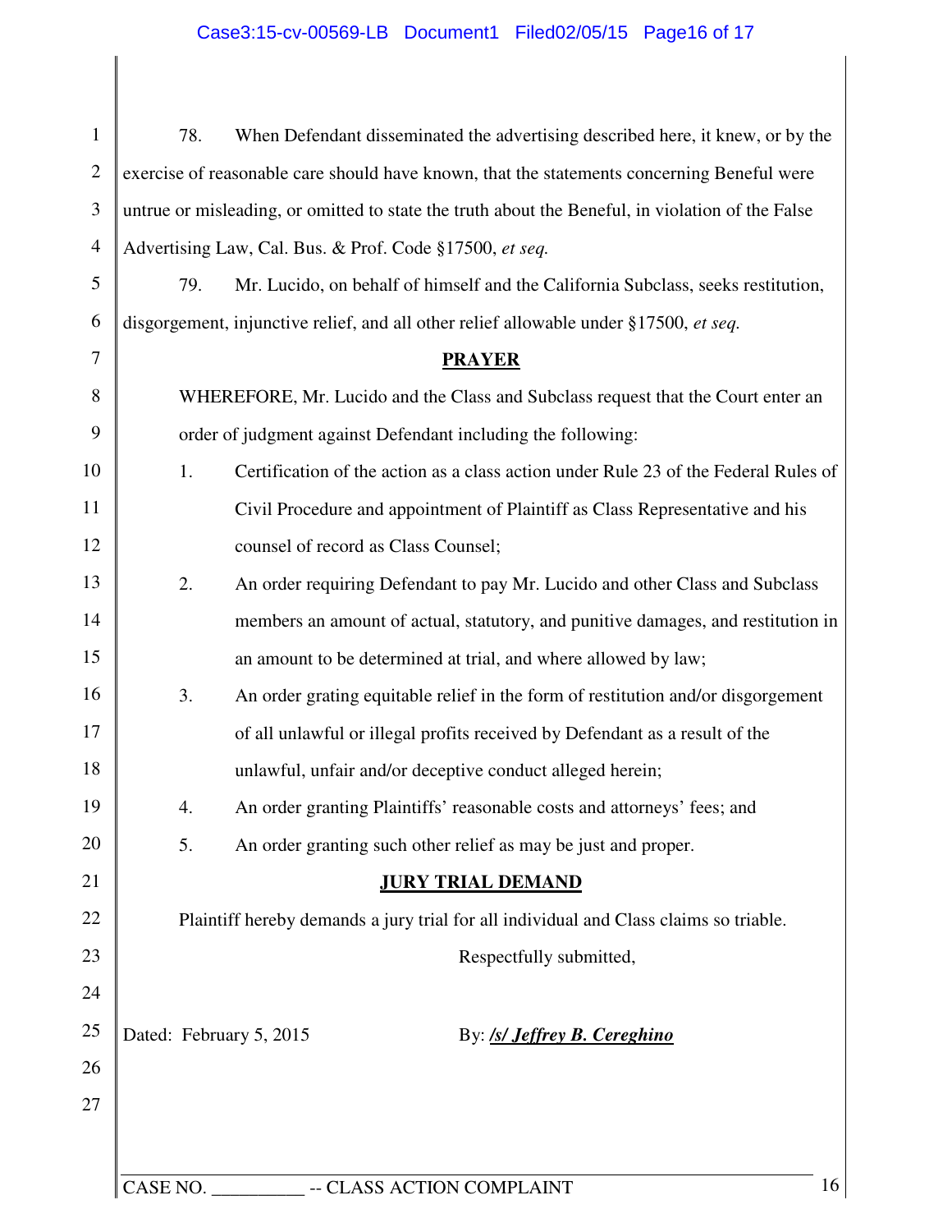78. When Defendant disseminated the advertising described here, it knew, or by the exercise of reasonable care should have known, that the statements concerning Beneful were untrue or misleading, or omitted to state the truth about the Beneful, in violation of the False Advertising Law, Cal. Bus. & Prof. Code §17500, *et seq.*

79. Mr. Lucido, on behalf of himself and the California Subclass, seeks restitution, disgorgement, injunctive relief, and all other relief allowable under §17500, *et seq.*

## PRAYER

WHEREFORE, Mr. Lucido and the Class and Subclass request that the Court enter an order of judgment against Defendant including the following:

1. Certification of the action as a class action under Rule 23 of the Federal Rules of Civil Procedure and appointment of Plaintiff as Class Representative and his counsel of record as Class Counsel;
2. An order requiring Defendant to pay Mr. Lucido and other Class and Subclass members an amount of actual, statutory, and punitive damages, and restitution in an amount to be determined at trial, and where allowed by law;
3. An order grating equitable relief in the form of restitution and/or disgorgement of all unlawful or illegal profits received by Defendant as a result of the unlawful, unfair and/or deceptive conduct alleged herein;
4. An order granting Plaintiffs' reasonable costs and attorneys' fees; and
5. An order granting such other relief as may be just and proper.

## JURY TRIAL DEMAND

Plaintiff hereby demands a jury trial for all individual and Class claims so triable.

Respectfully submitted,

Dated: February 5, 2015

By: ***/s/ Jeffrey B. Cereghino***

CASE NO. __________ -- CLASS ACTION COMPLAINT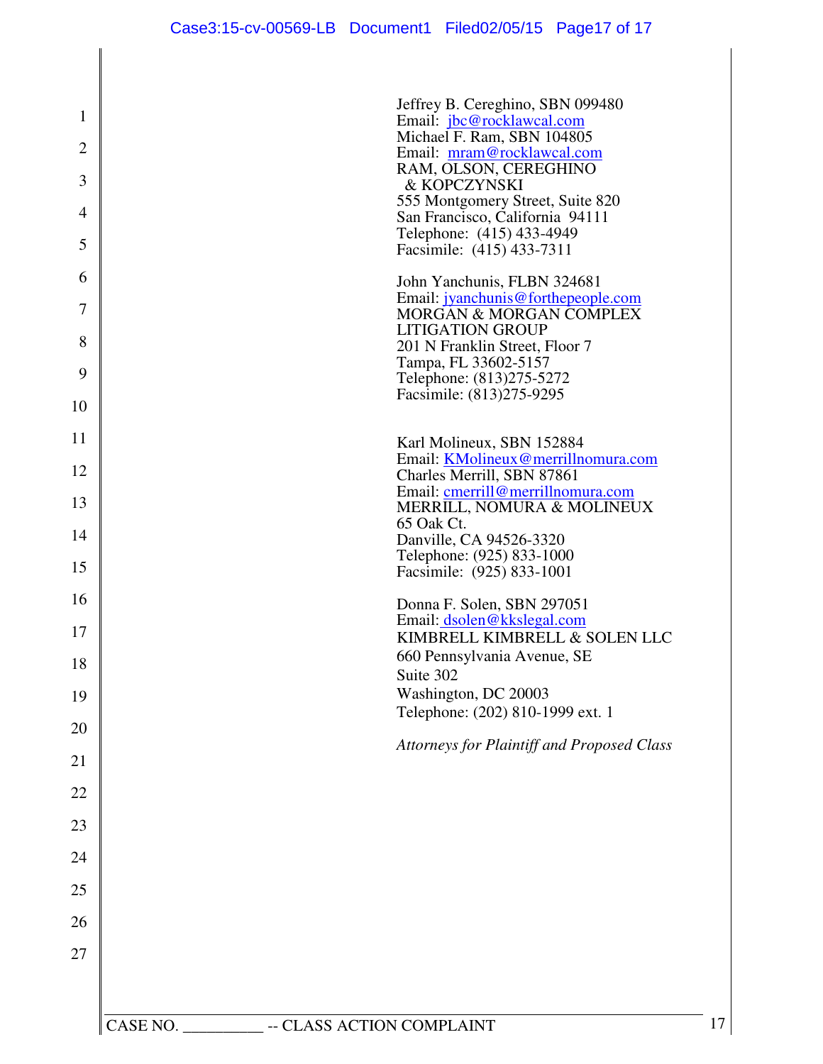Jeffrey B. Cereghino, SBN 099480
Email: jbc@rocklawcal.com
Michael F. Ram, SBN 104805
Email: mram@rocklawcal.com
RAM, OLSON, CEREGHINO
& KOPCZYNSKI
555 Montgomery Street, Suite 820
San Francisco, California 94111
Telephone: (415) 433-4949
Facsimile: (415) 433-7311

John Yanchunis, FLBN 324681
Email: jyanchunis@forthepeople.com
MORGAN & MORGAN COMPLEX
LITIGATION GROUP
201 N Franklin Street, Floor 7
Tampa, FL 33602-5157
Telephone: (813)275-5272
Facsimile: (813)275-9295

Karl Molineux, SBN 152884
Email: KMolineux@merrillnomura.com
Charles Merrill, SBN 87861
Email: cmerrill@merrillnomura.com
MERRILL, NOMURA & MOLINEUX
65 Oak Ct.
Danville, CA 94526-3320
Telephone: (925) 833-1000
Facsimile: (925) 833-1001

Donna F. Solen, SBN 297051
Email: dsolen@kkslegal.com
KIMBRELL KIMBRELL & SOLEN LLC
660 Pennsylvania Avenue, SE
Suite 302
Washington, DC 20003
Telephone: (202) 810-1999 ext. 1

*Attorneys for Plaintiff and Proposed Class*